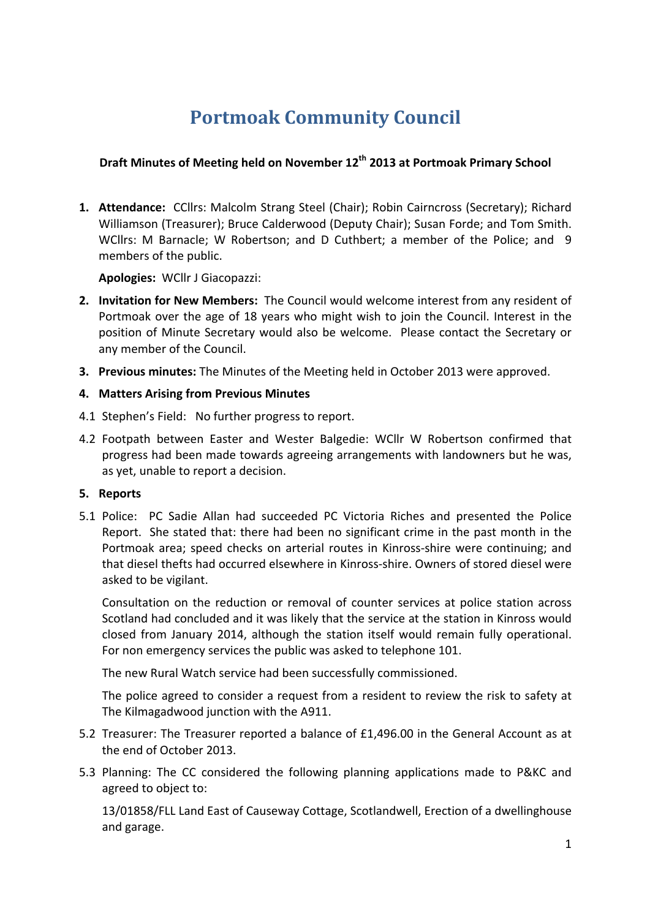# Portmoak Community Council

**Draft Minutes of Meeting held on November 12th 2013 at Portmoak Primary School**

1. **Attendance:** CCllrs: Malcolm Strang Steel (Chair); Robin Cairncross (Secretary); Richard Williamson (Treasurer); Bruce Calderwood (Deputy Chair); Susan Forde; and Tom Smith. WCllrs: M Barnacle; W Robertson; and D Cuthbert; a member of the Police; and 9 members of the public.

   **Apologies:** WCllr J Giacopazzi:

2. **Invitation for New Members:** The Council would welcome interest from any resident of Portmoak over the age of 18 years who might wish to join the Council. Interest in the position of Minute Secretary would also be welcome. Please contact the Secretary or any member of the Council.

3. **Previous minutes:** The Minutes of the Meeting held in October 2013 were approved.

4. **Matters Arising from Previous Minutes**

4.1 Stephen's Field: No further progress to report.

4.2 Footpath between Easter and Wester Balgedie: WCllr W Robertson confirmed that progress had been made towards agreeing arrangements with landowners but he was, as yet, unable to report a decision.

5. **Reports**

5.1 Police: PC Sadie Allan had succeeded PC Victoria Riches and presented the Police Report. She stated that: there had been no significant crime in the past month in the Portmoak area; speed checks on arterial routes in Kinross-shire were continuing; and that diesel thefts had occurred elsewhere in Kinross-shire. Owners of stored diesel were asked to be vigilant.

Consultation on the reduction or removal of counter services at police station across Scotland had concluded and it was likely that the service at the station in Kinross would closed from January 2014, although the station itself would remain fully operational. For non emergency services the public was asked to telephone 101.

The new Rural Watch service had been successfully commissioned.

The police agreed to consider a request from a resident to review the risk to safety at The Kilmagadwood junction with the A911.

5.2 Treasurer: The Treasurer reported a balance of £1,496.00 in the General Account as at the end of October 2013.

5.3 Planning: The CC considered the following planning applications made to P&KC and agreed to object to:

13/01858/FLL Land East of Causeway Cottage, Scotlandwell, Erection of a dwellinghouse and garage.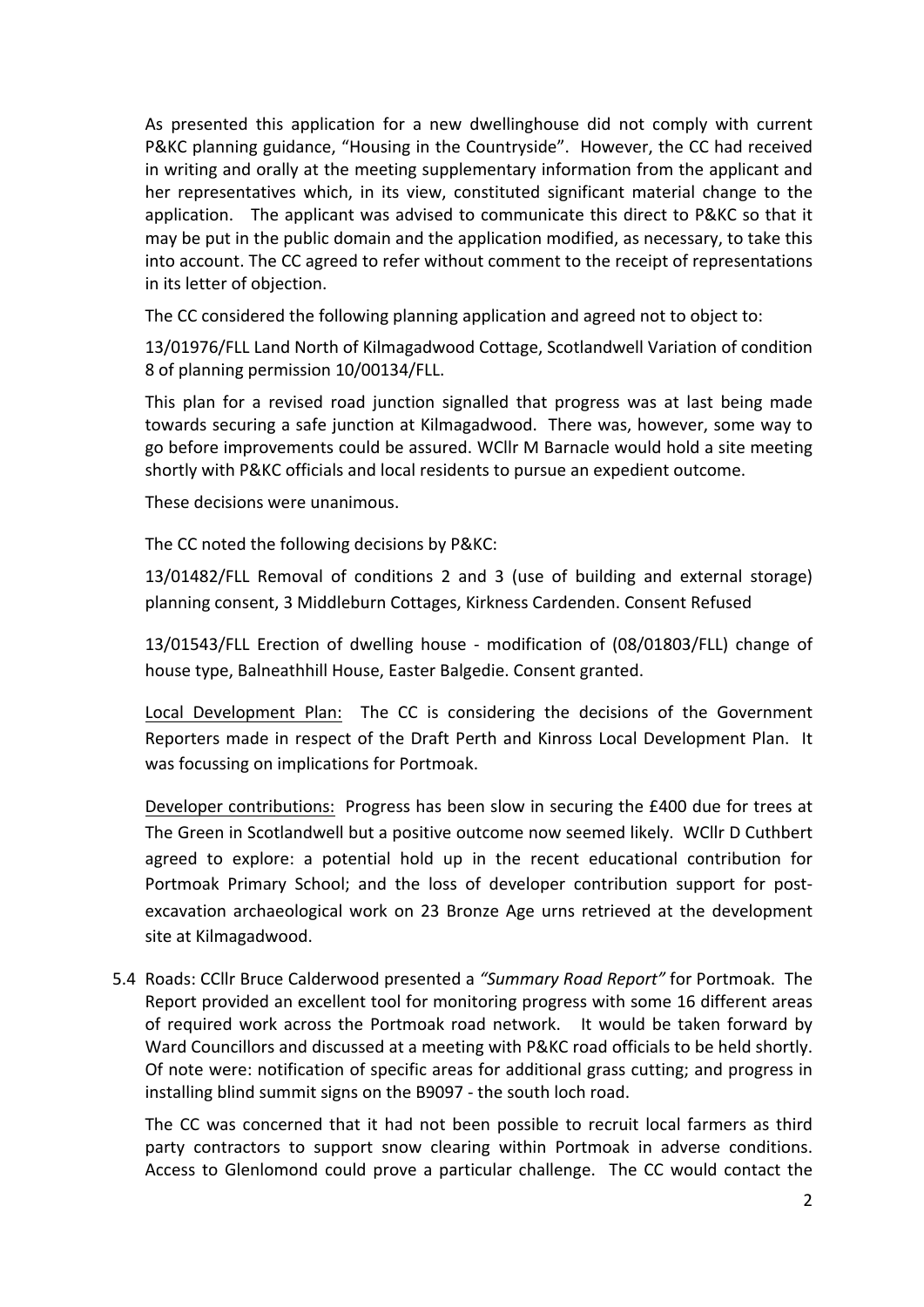As presented this application for a new dwellinghouse did not comply with current P&KC planning guidance, "Housing in the Countryside". However, the CC had received in writing and orally at the meeting supplementary information from the applicant and her representatives which, in its view, constituted significant material change to the application. The applicant was advised to communicate this direct to P&KC so that it may be put in the public domain and the application modified, as necessary, to take this into account. The CC agreed to refer without comment to the receipt of representations in its letter of objection.

The CC considered the following planning application and agreed not to object to:

13/01976/FLL Land North of Kilmagadwood Cottage, Scotlandwell Variation of condition 8 of planning permission 10/00134/FLL.

This plan for a revised road junction signalled that progress was at last being made towards securing a safe junction at Kilmagadwood. There was, however, some way to go before improvements could be assured. WCllr M Barnacle would hold a site meeting shortly with P&KC officials and local residents to pursue an expedient outcome.

These decisions were unanimous.

The CC noted the following decisions by P&KC:

13/01482/FLL Removal of conditions 2 and 3 (use of building and external storage) planning consent, 3 Middleburn Cottages, Kirkness Cardenden. Consent Refused

13/01543/FLL Erection of dwelling house - modification of (08/01803/FLL) change of house type, Balneathhill House, Easter Balgedie. Consent granted.

Local Development Plan: The CC is considering the decisions of the Government Reporters made in respect of the Draft Perth and Kinross Local Development Plan. It was focussing on implications for Portmoak.

Developer contributions: Progress has been slow in securing the £400 due for trees at The Green in Scotlandwell but a positive outcome now seemed likely. WCllr D Cuthbert agreed to explore: a potential hold up in the recent educational contribution for Portmoak Primary School; and the loss of developer contribution support for post-excavation archaeological work on 23 Bronze Age urns retrieved at the development site at Kilmagadwood.

5.4 Roads: CCllr Bruce Calderwood presented a *"Summary Road Report"* for Portmoak. The Report provided an excellent tool for monitoring progress with some 16 different areas of required work across the Portmoak road network. It would be taken forward by Ward Councillors and discussed at a meeting with P&KC road officials to be held shortly. Of note were: notification of specific areas for additional grass cutting; and progress in installing blind summit signs on the B9097 - the south loch road.

The CC was concerned that it had not been possible to recruit local farmers as third party contractors to support snow clearing within Portmoak in adverse conditions. Access to Glenlomond could prove a particular challenge. The CC would contact the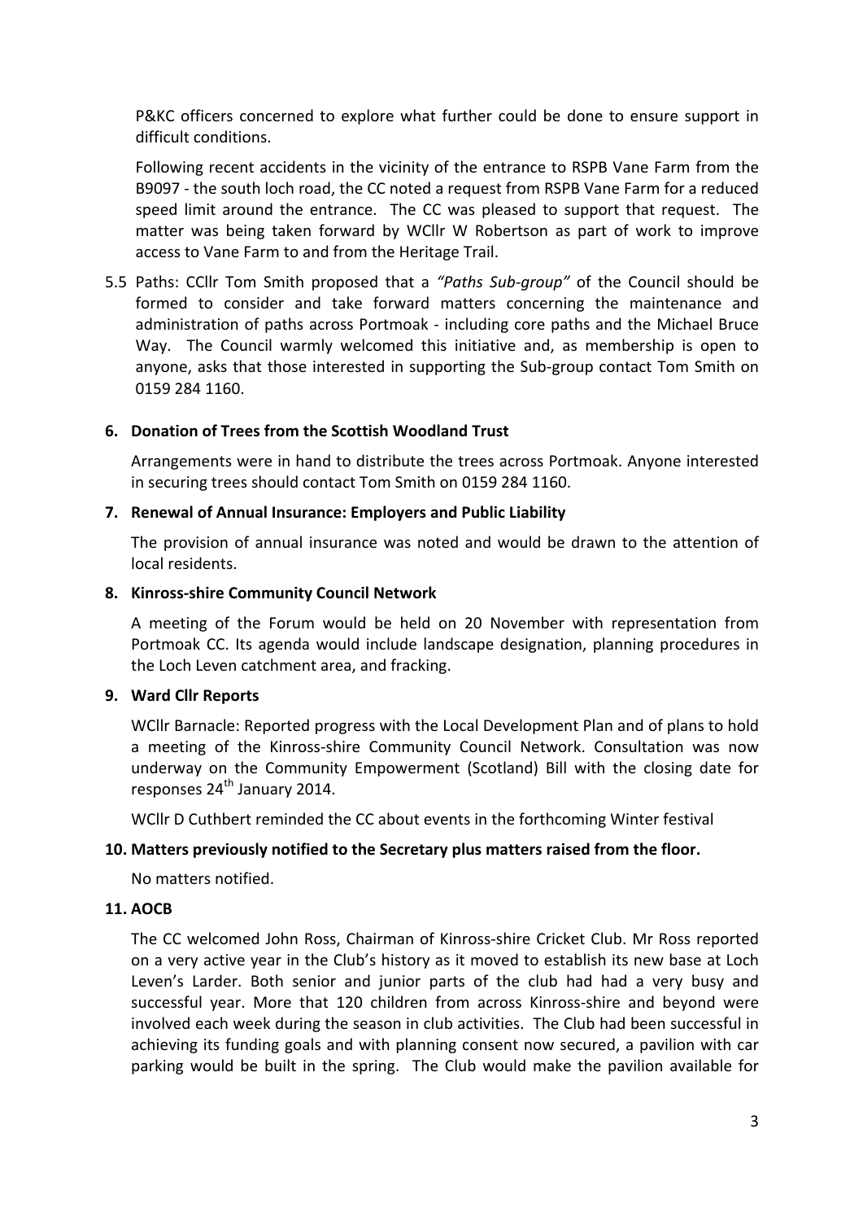P&KC officers concerned to explore what further could be done to ensure support in difficult conditions.

Following recent accidents in the vicinity of the entrance to RSPB Vane Farm from the B9097 - the south loch road, the CC noted a request from RSPB Vane Farm for a reduced speed limit around the entrance. The CC was pleased to support that request. The matter was being taken forward by WCllr W Robertson as part of work to improve access to Vane Farm to and from the Heritage Trail.

5.5 Paths: CCllr Tom Smith proposed that a *"Paths Sub-group"* of the Council should be formed to consider and take forward matters concerning the maintenance and administration of paths across Portmoak - including core paths and the Michael Bruce Way. The Council warmly welcomed this initiative and, as membership is open to anyone, asks that those interested in supporting the Sub-group contact Tom Smith on 0159 284 1160.

**6. Donation of Trees from the Scottish Woodland Trust**

Arrangements were in hand to distribute the trees across Portmoak. Anyone interested in securing trees should contact Tom Smith on 0159 284 1160.

**7. Renewal of Annual Insurance: Employers and Public Liability**

The provision of annual insurance was noted and would be drawn to the attention of local residents.

**8. Kinross-shire Community Council Network**

A meeting of the Forum would be held on 20 November with representation from Portmoak CC. Its agenda would include landscape designation, planning procedures in the Loch Leven catchment area, and fracking.

**9. Ward Cllr Reports**

WCllr Barnacle: Reported progress with the Local Development Plan and of plans to hold a meeting of the Kinross-shire Community Council Network. Consultation was now underway on the Community Empowerment (Scotland) Bill with the closing date for responses 24th January 2014.

WCllr D Cuthbert reminded the CC about events in the forthcoming Winter festival

**10. Matters previously notified to the Secretary plus matters raised from the floor.**

No matters notified.

**11. AOCB**

The CC welcomed John Ross, Chairman of Kinross-shire Cricket Club. Mr Ross reported on a very active year in the Club's history as it moved to establish its new base at Loch Leven's Larder. Both senior and junior parts of the club had had a very busy and successful year. More that 120 children from across Kinross-shire and beyond were involved each week during the season in club activities. The Club had been successful in achieving its funding goals and with planning consent now secured, a pavilion with car parking would be built in the spring. The Club would make the pavilion available for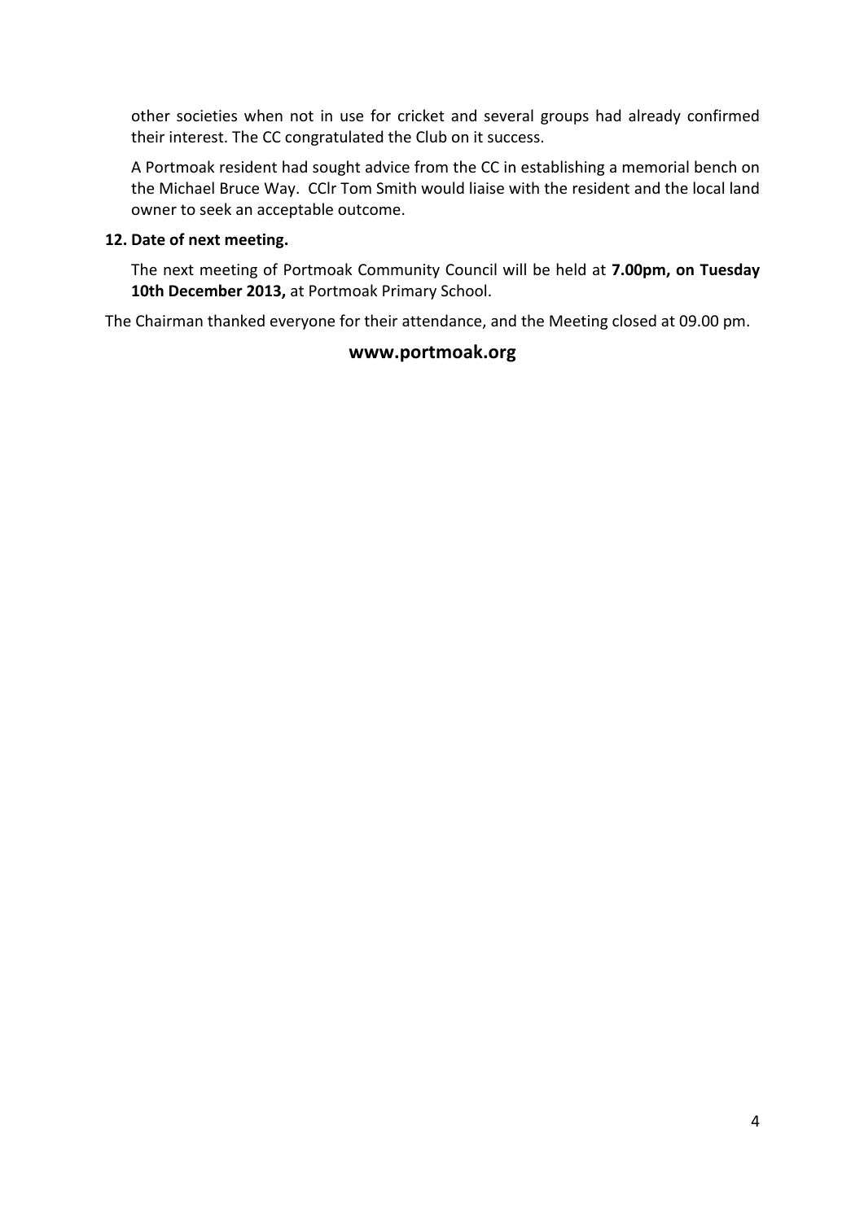other societies when not in use for cricket and several groups had already confirmed their interest. The CC congratulated the Club on it success.

A Portmoak resident had sought advice from the CC in establishing a memorial bench on the Michael Bruce Way. CClr Tom Smith would liaise with the resident and the local land owner to seek an acceptable outcome.

**12. Date of next meeting.**

The next meeting of Portmoak Community Council will be held at **7.00pm, on Tuesday 10th December 2013,** at Portmoak Primary School.

The Chairman thanked everyone for their attendance, and the Meeting closed at 09.00 pm.

**www.portmoak.org**